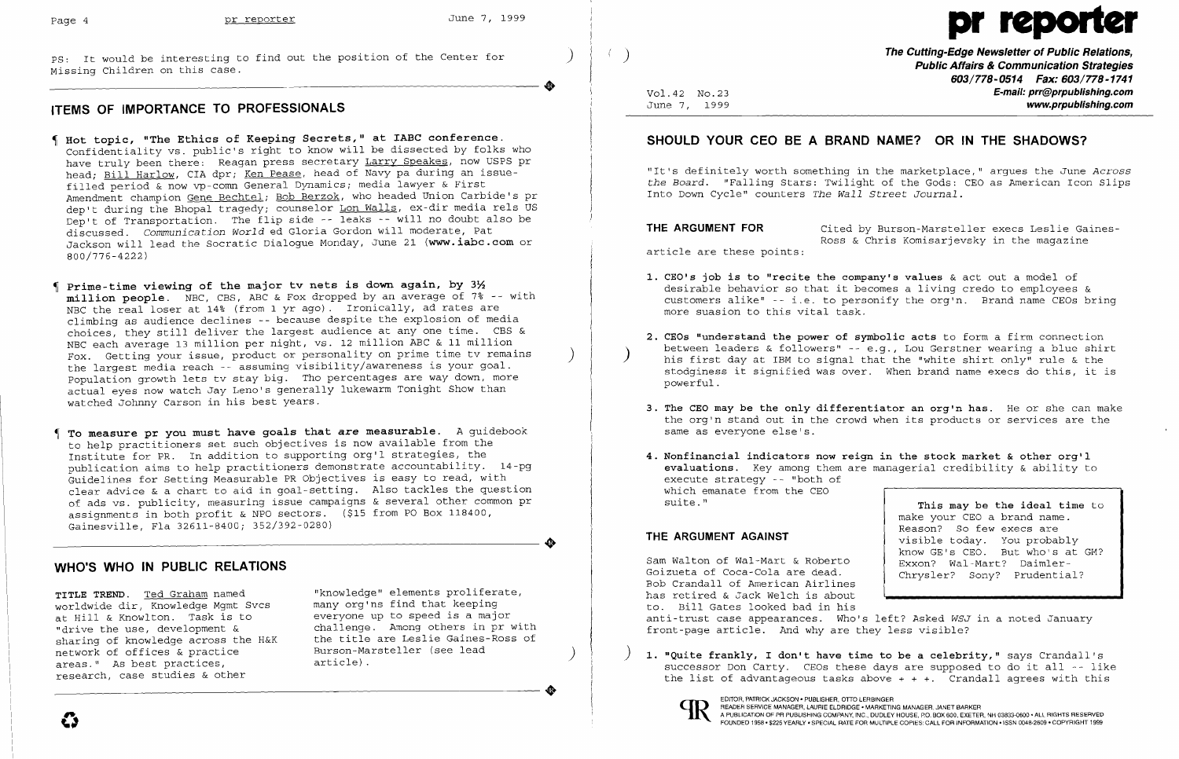PS: It would be interesting to find out the position of the Center for Missing Children on this case.

## ITEMS OF IMPORTANCE TO PROFESSIONALS

¶ **Hot topic, "The Ethics of Keeping Secrets," at IABC conference.** Confidentiality vs. public's right to know will be dissected by folks who have truly been there: Reagan press secretary Larry Speakes, now USPS pr head; Bill Harlow, CIA dpr; Ken Pease, head of Navy pa during an issue-filled period & now vp-comn General Dynamics; media lawyer & First Amendment champion Gene Bechtel; Bob Berzok, who headed Union Carbide's pr dep't during the Bhopal tragedy; counselor Lon Walls, ex-dir media rels US Dep't of Transportation. The flip side -- leaks -- will no doubt also be discussed. *Communication World* ed Gloria Gordon will moderate, Pat Jackson will lead the Socratic Dialogue Monday, June 21 (**www.iabc.com** or 800/776-4222)

¶ **Prime-time viewing of the major tv nets is down again, by 3½ million people.** NBC, CBS, ABC & Fox dropped by an average of 7% -- with NBC the real loser at 14% (from 1 yr ago). Ironically, ad rates are climbing as audience declines -- because despite the explosion of media choices, they still deliver the largest audience at any one time. CBS & NBC each average 13 million per night, vs. 12 million ABC & 11 million Fox. Getting your issue, product or personality on prime time tv remains the largest media reach -- assuming visibility/awareness is your goal. Population growth lets tv stay big. Tho percentages are way down, more actual eyes now watch Jay Leno's generally lukewarm Tonight Show than watched Johnny Carson in his best years.

¶ **To measure pr you must have goals that *are* measurable.** A guidebook to help practitioners set such objectives is now available from the Institute for PR. In addition to supporting org'l strategies, the publication aims to help practitioners demonstrate accountability. 14-pg Guidelines for Setting Measurable PR Objectives is easy to read, with clear advice & a chart to aid in goal-setting. Also tackles the question of ads vs. publicity, measuring issue campaigns & several other common pr assignments in both profit & NPO sectors. ($15 from PO Box 118400, Gainesville, Fla 32611-8400; 352/392-0280)

## WHO'S WHO IN PUBLIC RELATIONS

**TITLE TREND.** Ted Graham named worldwide dir, Knowledge Mgmt Svcs at Hill & Knowlton. Task is to "drive the use, development & sharing of knowledge across the H&K network of offices & practice areas." As best practices, research, case studies & other "knowledge" elements proliferate, many org'ns find that keeping everyone up to speed is a major challenge. Among others in pr with the title are Leslie Gaines-Ross of Burson-Marsteller (see lead article).

# pr reporter

**The Cutting-Edge Newsletter of Public Relations, Public Affairs & Communication Strategies**
**603/778-0514 Fax: 603/778-1741**
**E-mail: prr@prpublishing.com**
**www.prpublishing.com**

Vol.42 No.23
June 7, 1999

## SHOULD YOUR CEO BE A BRAND NAME? OR IN THE SHADOWS?

"It's definitely worth something in the marketplace," argues the June *Across the Board*. "Falling Stars: Twilight of the Gods: CEO as American Icon Slips Into Down Cycle" counters *The Wall Street Journal*.

**THE ARGUMENT FOR** Cited by Burson-Marsteller execs Leslie Gaines-Ross & Chris Komisarjevsky in the magazine article are these points:

1. **CEO's job is to "recite the company's values** & act out a model of desirable behavior so that it becomes a living credo to employees & customers alike" -- i.e. to personify the org'n. Brand name CEOs bring more suasion to this vital task.

2. **CEOs "understand the power of symbolic acts** to form a firm connection between leaders & followers" -- e.g., Lou Gerstner wearing a blue shirt his first day at IBM to signal that the "white shirt only" rule & the stodginess it signified was over. When brand name execs do this, it is powerful.

3. **The CEO may be the only differentiator an org'n has.** He or she can make the org'n stand out in the crowd when its products or services are the same as everyone else's.

4. **Nonfinancial indicators now reign in the stock market & other org'l evaluations.** Key among them are managerial credibility & ability to execute strategy -- "both of which emanate from the CEO suite."

> **This may be the ideal time** to make your CEO a brand name. Reason? So few execs are visible today. You probably know GE's CEO. But who's at GM? Exxon? Wal-Mart? Daimler-Chrysler? Sony? Prudential?

**THE ARGUMENT AGAINST**

Sam Walton of Wal-Mart & Roberto Goizueta of Coca-Cola are dead. Bob Crandall of American Airlines has retired & Jack Welch is about to. Bill Gates looked bad in his anti-trust case appearances. Who's left? Asked *WSJ* in a noted January front-page article. And why are they less visible?

1. **"Quite frankly, I don't have time to be a celebrity,"** says Crandall's successor Don Carty. CEOs these days are supposed to do it all -- like the list of advantageous tasks above + + +. Crandall agrees with this

EDITOR, PATRICK JACKSON • PUBLISHER, OTTO LERBINGER
READER SERVICE MANAGER, LAURIE ELDRIDGE • MARKETING MANAGER, JANET BARKER
A PUBLICATION OF PR PUBLISHING COMPANY, INC., DUDLEY HOUSE, P.O. BOX 600, EXETER, NH 03833-0600 • ALL RIGHTS RESERVED
FOUNDED 1958 • $225 YEARLY • SPECIAL RATE FOR MULTIPLE COPIES: CALL FOR INFORMATION • ISSN 0048-2609 • COPYRIGHT 1999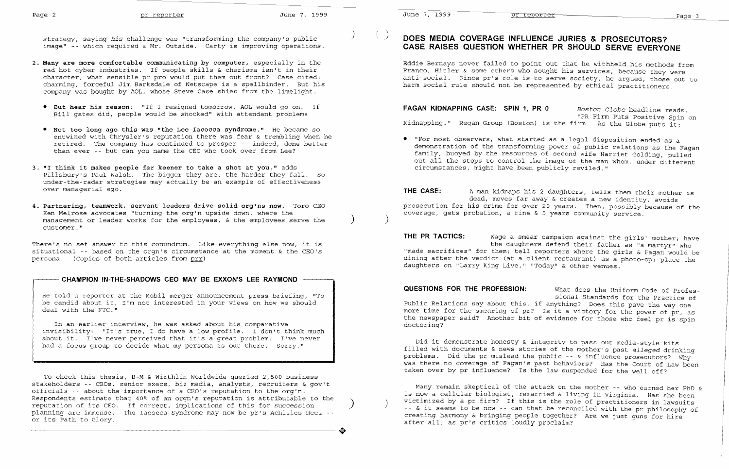strategy, saying *his* challenge was "transforming the company's public image" -- which required a Mr. Outside. Carty is improving operations.

2. **Many are more comfortable communicating by computer,** especially in the red hot cyber industries. If people skills & charisma isn't in their character, what sensible pr pro would put them out front? Case cited: charming, forceful Jim Barksdale of Netscape is a spellbinder. But his company was bought by AOL, whose Steve Case shies from the limelight.

   - **But hear his reason:** "If I resigned tomorrow, AOL would go on. If Bill gates did, people would be shocked" with attendant problems

   - **Not too long ago this was "the Lee Iacocca syndrome."** He became so entwined with Chrysler's reputation there was fear & trembling when he retired. The company has continued to prosper -- indeed, done better than ever -- but can you name the CEO who took over from Lee?

3. **"I think it makes people far keener to take a shot at you,"** adds Pillsbury's Paul Walsh. The bigger they are, the harder they fall. So under-the-radar strategies may actually be an example of effectiveness over managerial ego.

4. **Partnering, teamwork, servant leaders drive solid org'ns now.** Toro CEO Ken Melrose advocates "turning the org'n upside down, where the management or leader works for the employees, & the employees serve the customer."

There's no set answer to this conundrum. Like everything else now, it is situational -- based on the orgn's circumstance at the moment & the CEO's persona. (Copies of both articles from prr)

**CHAMPION IN-THE-SHADOWS CEO MAY BE EXXON'S LEE RAYMOND**

He told a reporter at the Mobil merger announcement press briefing, "To be candid about it, I'm not interested in your views on how we should deal with the FTC."

In an earlier interview, he was asked about his comparative invisibility: "It's true, I do have a low profile. I don't think much about it. I've never perceived that it's a great problem. I've never had a focus group to decide what my persona is out there. Sorry."

To check this thesis, B-M & Wirthlin Worldwide queried 2,500 business stakeholders -- CEOs, senior execs, biz media, analysts, recruiters & gov't officials -- about the importance of a CEO's reputation to the org'n. Respondents estimate that 40% of an orgn's reputation is attributable to the reputation of its CEO. If correct, implications of this for succession planning are immense. The Iacocca Syndrome may now be pr's Achilles Heel -- or its Path to Glory.

## DOES MEDIA COVERAGE INFLUENCE JURIES & PROSECUTORS? CASE RAISES QUESTION WHETHER PR SHOULD SERVE EVERYONE

Eddie Bernays never failed to point out that he withheld his methods from Franco, Hitler & some others who sought his services, because they were anti-social. Since pr's role is to serve society, he argued, those out to harm social rule should not be represented by ethical practitioners.

**FAGAN KIDNAPPING CASE: SPIN 1, PR 0** *Boston Globe* headline reads, "PR Firm Puts Positive Spin on Kidnapping." Regan Group (Boston) is the firm. As the Globe puts it:

- "For most observers, what started as a legal disposition ended as a demonstration of the transforming power of public relations as the Fagan family, buoyed by the resources of second wife Harriet Golding, pulled out all the stops to control the image of the man whom, under different circumstances, might have been publicly reviled."

**THE CASE:** A man kidnaps his 2 daughters, tells them their mother is dead, moves far away & creates a new identity, avoids prosecution for his crime for over 20 years. Then, possibly because of the coverage, gets probation, a fine & 5 years community service.

**THE PR TACTICS:** Wage a smear campaign against the girls' mother; have the daughters defend their father as "a martyr" who "made sacrifices" for them; tell reporters where the girls & Fagan would be dining after the verdict (at a client restaurant) as a photo-op; place the daughters on "Larry King Live," "Today" & other venues.

**QUESTIONS FOR THE PROFESSION:** What does the Uniform Code of Professional Standards for the Practice of Public Relations say about this, if anything? Does this pave the way one more time for the smearing of pr? Is it a victory for the power of pr, as the newspaper said? Another bit of evidence for those who feel pr is spin doctoring?

Did it demonstrate honesty & integrity to pass out media-style kits filled with documents & news stories of the mother's past *alleged* drinking problems. Did the pr mislead the public -- & influence prosecutors? Why was there no coverage of Fagan's past behaviors? Has the Court of Law been taken over by pr influence? Is the law suspended for the well off?

Many remain skeptical of the attack on the mother -- who earned her PhD & is now a cellular biologist, remarried & living in Virginia. Has she been victimized by a pr firm? If this is the role of practitioners in lawsuits -- & it seems to be now -- can that be reconciled with the pr philosophy of creating harmony & bringing people together? Are we just guns for hire after all, as pr's critics loudly proclaim?